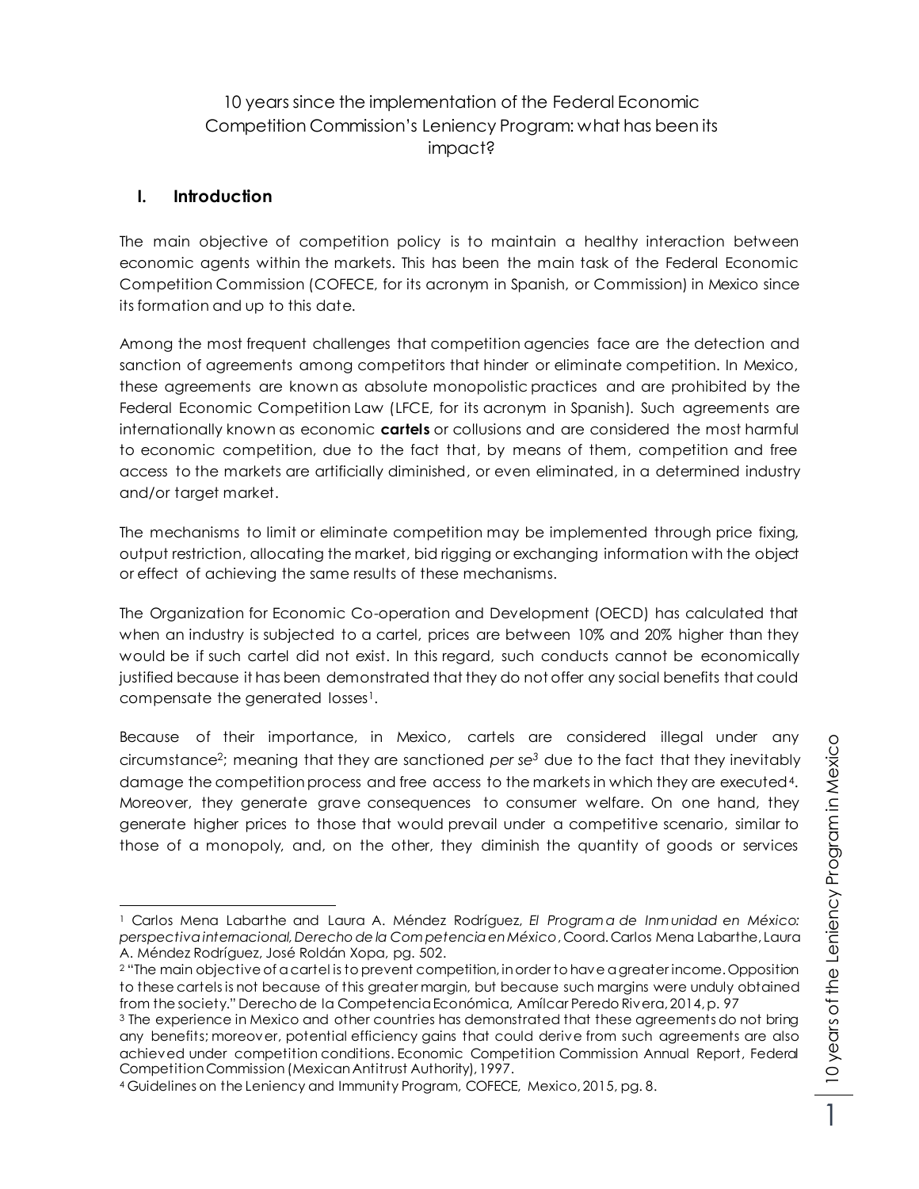# 10 years since the implementation of the Federal Economic Competition Commission's Leniency Program: what has been its impact?

## I. Introduction

The main objective of competition policy is to maintain a healthy interaction between economic agents within the markets. This has been the main task of the Federal Economic Competition Commission (COFECE, for its acronym in Spanish, or Commission) in Mexico since its formation and up to this date.

Among the most frequent challenges that competition agencies face are the detection and sanction of agreements among competitors that hinder or eliminate competition. In Mexico, these agreements are known as absolute monopolistic practices and are prohibited by the Federal Economic Competition Law (LFCE, for its acronym in Spanish). Such agreements are internationally known as economic **cartels** or collusions and are considered the most harmful to economic competition, due to the fact that, by means of them, competition and free access to the markets are artificially diminished, or even eliminated, in a determined industry and/or target market.

The mechanisms to limit or eliminate competition may be implemented through price fixing, output restriction, allocating the market, bid rigging or exchanging information with the object or effect of achieving the same results of these mechanisms.

The Organization for Economic Co-operation and Development (OECD) has calculated that when an industry is subjected to a cartel, prices are between 10% and 20% higher than they would be if such cartel did not exist. In this regard, such conducts cannot be economically justified because it has been demonstrated that they do not offer any social benefits that could compensate the generated losses[1].

Because of their importance, in Mexico, cartels are considered illegal under any circumstance[2]; meaning that they are sanctioned *per se*[3] due to the fact that they inevitably damage the competition process and free access to the markets in which they are executed[4]. Moreover, they generate grave consequences to consumer welfare. On one hand, they generate higher prices to those that would prevail under a competitive scenario, similar to those of a monopoly, and, on the other, they diminish the quantity of goods or services

---

[1] Carlos Mena Labarthe and Laura A. Méndez Rodríguez, *El Programa de Inmunidad en México: perspectiva internacional, Derecho de la Competencia en México*, Coord. Carlos Mena Labarthe, Laura A. Méndez Rodríguez, José Roldán Xopa, pg. 502.

[2] "The main objective of a cartel is to prevent competition, in order to have a greater income. Opposition to these cartels is not because of this greater margin, but because such margins were unduly obtained from the society." Derecho de la Competencia Económica, Amílcar Peredo Rivera, 2014, p. 97

[3] The experience in Mexico and other countries has demonstrated that these agreements do not bring any benefits; moreover, potential efficiency gains that could derive from such agreements are also achieved under competition conditions. Economic Competition Commission Annual Report, Federal Competition Commission (Mexican Antitrust Authority), 1997.

[4] Guidelines on the Leniency and Immunity Program, COFECE, Mexico, 2015, pg. 8.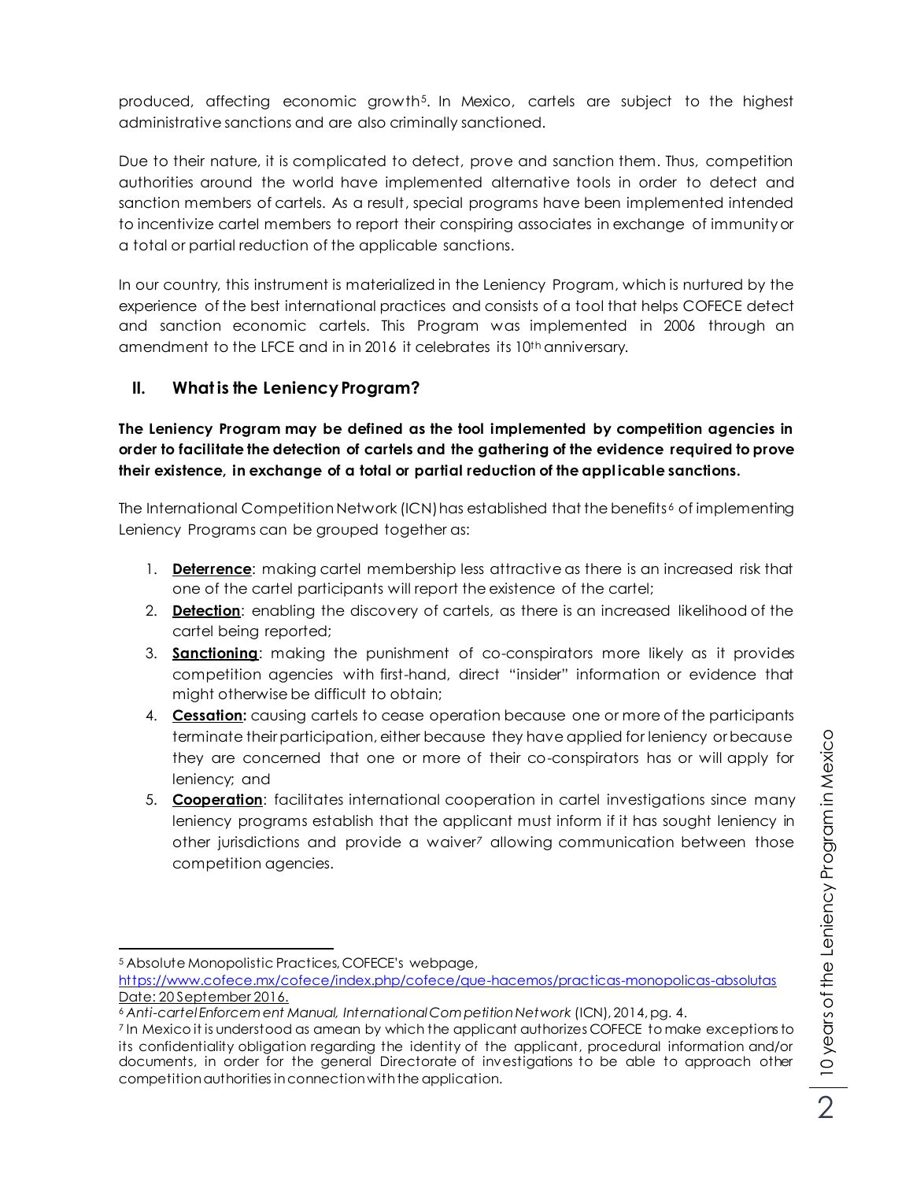produced, affecting economic growth[5]. In Mexico, cartels are subject to the highest administrative sanctions and are also criminally sanctioned.

Due to their nature, it is complicated to detect, prove and sanction them. Thus, competition authorities around the world have implemented alternative tools in order to detect and sanction members of cartels. As a result, special programs have been implemented intended to incentivize cartel members to report their conspiring associates in exchange of immunity or a total or partial reduction of the applicable sanctions.

In our country, this instrument is materialized in the Leniency Program, which is nurtured by the experience of the best international practices and consists of a tool that helps COFECE detect and sanction economic cartels. This Program was implemented in 2006 through an amendment to the LFCE and in in 2016 it celebrates its 10th anniversary.

## II. What is the Leniency Program?

**The Leniency Program may be defined as the tool implemented by competition agencies in order to facilitate the detection of cartels and the gathering of the evidence required to prove their existence, in exchange of a total or partial reduction of the applicable sanctions.**

The International Competition Network (ICN) has established that the benefits[6] of implementing Leniency Programs can be grouped together as:

1. **Deterrence**: making cartel membership less attractive as there is an increased risk that one of the cartel participants will report the existence of the cartel;
2. **Detection**: enabling the discovery of cartels, as there is an increased likelihood of the cartel being reported;
3. **Sanctioning**: making the punishment of co-conspirators more likely as it provides competition agencies with first-hand, direct "insider" information or evidence that might otherwise be difficult to obtain;
4. **Cessation:** causing cartels to cease operation because one or more of the participants terminate their participation, either because they have applied for leniency or because they are concerned that one or more of their co-conspirators has or will apply for leniency; and
5. **Cooperation**: facilitates international cooperation in cartel investigations since many leniency programs establish that the applicant must inform if it has sought leniency in other jurisdictions and provide a waiver[7] allowing communication between those competition agencies.

---

[5] Absolute Monopolistic Practices, COFECE's webpage, https://www.cofece.mx/cofece/index.php/cofece/que-hacemos/practicas-monopolicas-absolutas Date: 20 September 2016.

[6] *Anti-cartel Enforcement Manual, International Competition Network* (ICN), 2014, pg. 4.

[7] In Mexico it is understood as amean by which the applicant authorizes COFECE to make exceptions to its confidentiality obligation regarding the identity of the applicant, procedural information and/or documents, in order for the general Directorate of investigations to be able to approach other competition authorities in connection with the application.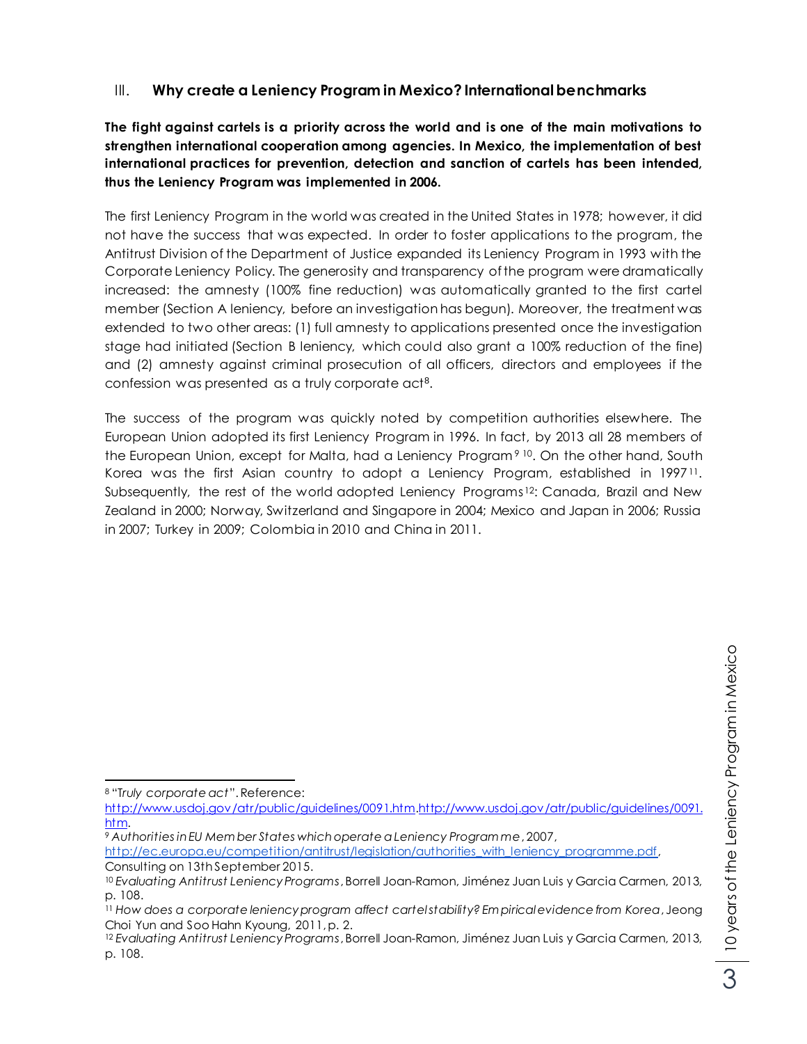## III. Why create a Leniency Program in Mexico? International benchmarks

**The fight against cartels is a priority across the world and is one of the main motivations to strengthen international cooperation among agencies. In Mexico, the implementation of best international practices for prevention, detection and sanction of cartels has been intended, thus the Leniency Program was implemented in 2006.**

The first Leniency Program in the world was created in the United States in 1978; however, it did not have the success that was expected. In order to foster applications to the program, the Antitrust Division of the Department of Justice expanded its Leniency Program in 1993 with the Corporate Leniency Policy. The generosity and transparency of the program were dramatically increased: the amnesty (100% fine reduction) was automatically granted to the first cartel member (Section A leniency, before an investigation has begun). Moreover, the treatment was extended to two other areas: (1) full amnesty to applications presented once the investigation stage had initiated (Section B leniency, which could also grant a 100% reduction of the fine) and (2) amnesty against criminal prosecution of all officers, directors and employees if the confession was presented as a truly corporate act[8].

The success of the program was quickly noted by competition authorities elsewhere. The European Union adopted its first Leniency Program in 1996. In fact, by 2013 all 28 members of the European Union, except for Malta, had a Leniency Program[9] [10]. On the other hand, South Korea was the first Asian country to adopt a Leniency Program, established in 1997[11]. Subsequently, the rest of the world adopted Leniency Programs[12]: Canada, Brazil and New Zealand in 2000; Norway, Switzerland and Singapore in 2004; Mexico and Japan in 2006; Russia in 2007; Turkey in 2009; Colombia in 2010 and China in 2011.

---

[8] "*Truly corporate act*". Reference: http://www.usdoj.gov/atr/public/guidelines/0091.htm.http://www.usdoj.gov/atr/public/guidelines/0091.htm.

[9] *Authorities in EU Member States which operate a Leniency Programme*, 2007, http://ec.europa.eu/competition/antitrust/legislation/authorities_with_leniency_programme.pdf, Consulting on 13th September 2015.

[10] *Evaluating Antitrust Leniency Programs*, Borrell Joan-Ramon, Jiménez Juan Luis y Garcia Carmen, 2013, p. 108.

[11] *How does a corporate leniency program affect cartel stability? Empirical evidence from Korea*, Jeong Choi Yun and Soo Hahn Kyoung, 2011, p. 2.

[12] *Evaluating Antitrust Leniency Programs*, Borrell Joan-Ramon, Jiménez Juan Luis y Garcia Carmen, 2013, p. 108.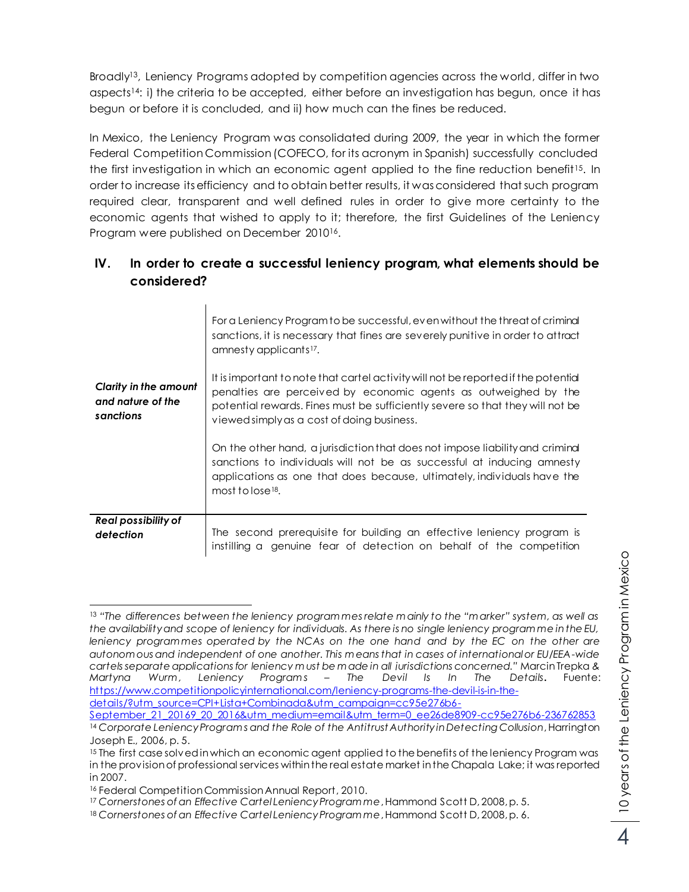Broadly[13], Leniency Programs adopted by competition agencies across the world, differ in two aspects[14]: i) the criteria to be accepted, either before an investigation has begun, once it has begun or before it is concluded, and ii) how much can the fines be reduced.

In Mexico, the Leniency Program was consolidated during 2009, the year in which the former Federal Competition Commission (COFECO, for its acronym in Spanish) successfully concluded the first investigation in which an economic agent applied to the fine reduction benefit[15]. In order to increase its efficiency and to obtain better results, it was considered that such program required clear, transparent and well defined rules in order to give more certainty to the economic agents that wished to apply to it; therefore, the first Guidelines of the Leniency Program were published on December 2010[16].

## IV. In order to create a successful leniency program, what elements should be considered?

| | |
|---|---|
| ***Clarity in the amount and nature of the sanctions*** | For a Leniency Program to be successful, even without the threat of criminal sanctions, it is necessary that fines are severely punitive in order to attract amnesty applicants[17]. <br><br> It is important to note that cartel activity will not be reported if the potential penalties are perceived by economic agents as outweighed by the potential rewards. Fines must be sufficiently severe so that they will not be viewed simply as a cost of doing business. <br><br> On the other hand, a jurisdiction that does not impose liability and criminal sanctions to individuals will not be as successful at inducing amnesty applications as one that does because, ultimately, individuals have the most to lose[18]. |
| ***Real possibility of detection*** | The second prerequisite for building an effective leniency program is instilling a genuine fear of detection on behalf of the competition |

---

[13] *"The differences between the leniency programmes relate mainly to the "marker" system, as well as the availability and scope of leniency for individuals. As there is no single leniency programme in the EU, leniency programmes operated by the NCAs on the one hand and by the EC on the other are autonomous and independent of one another. This means that in cases of international or EU/EEA-wide cartels separate applications for leniency must be made in all jurisdictions concerned."* Marcin Trepka & Martyna Wurm, *Leniency Programs – The Devil Is In The Details*. Fuente: https://www.competitionpolicyinternational.com/leniency-programs-the-devil-is-in-the-details/?utm_source=CPI+Lista+Combinada&utm_campaign=cc95e276b6-September_21_20169_20_2016&utm_medium=email&utm_term=0_ee26de8909-cc95e276b6-236762853

[14] *Corporate Leniency Programs and the Role of the Antitrust Authority in Detecting Collusion*, Harrington Joseph E., 2006, p. 5.

[15] The first case solved in which an economic agent applied to the benefits of the leniency Program was in the provision of professional services within the real estate market in the Chapala Lake; it was reported in 2007.

[16] Federal Competition Commission Annual Report, 2010.

[17] *Cornerstones of an Effective Cartel Leniency Programme*, Hammond Scott D, 2008, p. 5.

[18] *Cornerstones of an Effective Cartel Leniency Programme*, Hammond Scott D, 2008, p. 6.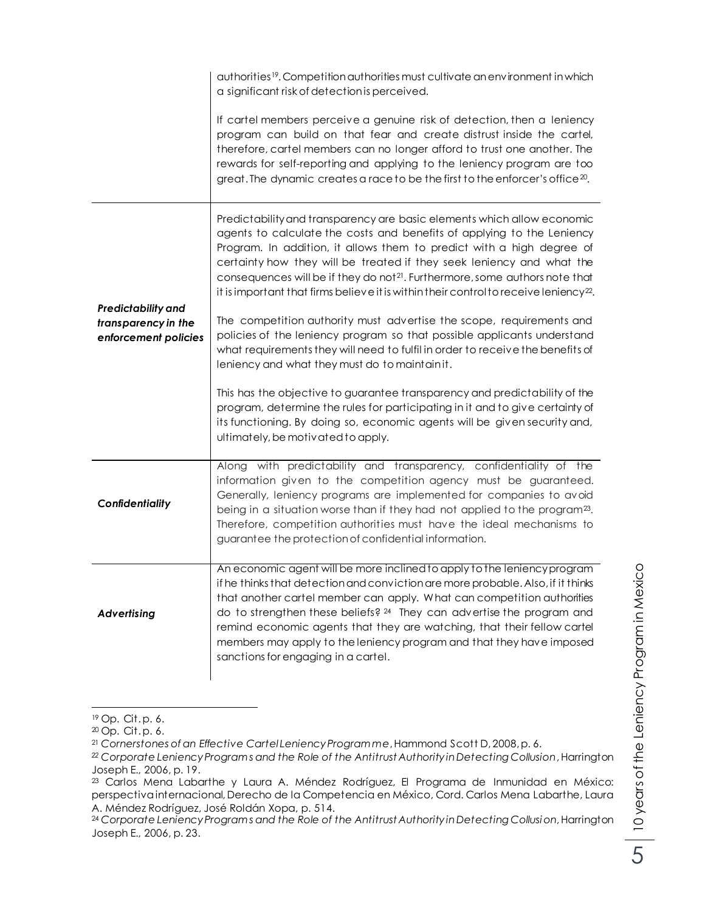| | |
|---|---|
| | authorities[19]. Competition authorities must cultivate an environment in which a significant risk of detection is perceived.<br><br>If cartel members perceive a genuine risk of detection, then a leniency program can build on that fear and create distrust inside the cartel, therefore, cartel members can no longer afford to trust one another. The rewards for self-reporting and applying to the leniency program are too great. The dynamic creates a race to be the first to the enforcer's office[20]. |
| ***Predictability and transparency in the enforcement policies*** | Predictability and transparency are basic elements which allow economic agents to calculate the costs and benefits of applying to the Leniency Program. In addition, it allows them to predict with a high degree of certainty how they will be treated if they seek leniency and what the consequences will be if they do not[21]. Furthermore, some authors note that it is important that firms believe it is within their control to receive leniency[22].<br><br>The competition authority must advertise the scope, requirements and policies of the leniency program so that possible applicants understand what requirements they will need to fulfil in order to receive the benefits of leniency and what they must do to maintain it.<br><br>This has the objective to guarantee transparency and predictability of the program, determine the rules for participating in it and to give certainty of its functioning. By doing so, economic agents will be given security and, ultimately, be motivated to apply. |
| ***Confidentiality*** | Along with predictability and transparency, confidentiality of the information given to the competition agency must be guaranteed. Generally, leniency programs are implemented for companies to avoid being in a situation worse than if they had not applied to the program[23]. Therefore, competition authorities must have the ideal mechanisms to guarantee the protection of confidential information. |
| ***Advertising*** | An economic agent will be more inclined to apply to the leniency program if he thinks that detection and conviction are more probable. Also, if it thinks that another cartel member can apply. What can competition authorities do to strengthen these beliefs? [24] They can advertise the program and remind economic agents that they are watching, that their fellow cartel members may apply to the leniency program and that they have imposed sanctions for engaging in a cartel. |

---

[19] Op. Cit. p. 6.

[20] Op. Cit. p. 6.

[21] *Cornerstones of an Effective Cartel Leniency Programme*, Hammond Scott D, 2008, p. 6.

[22] *Corporate Leniency Programs and the Role of the Antitrust Authority in Detecting Collusion*, Harrington Joseph E., 2006, p. 19.

[23] Carlos Mena Labarthe y Laura A. Méndez Rodríguez, El Programa de Inmunidad en México: perspectiva internacional, Derecho de la Competencia en México, Cord. Carlos Mena Labarthe, Laura A. Méndez Rodríguez, José Roldán Xopa, p. 514.

[24] *Corporate Leniency Programs and the Role of the Antitrust Authority in Detecting Collusion*, Harrington Joseph E., 2006, p. 23.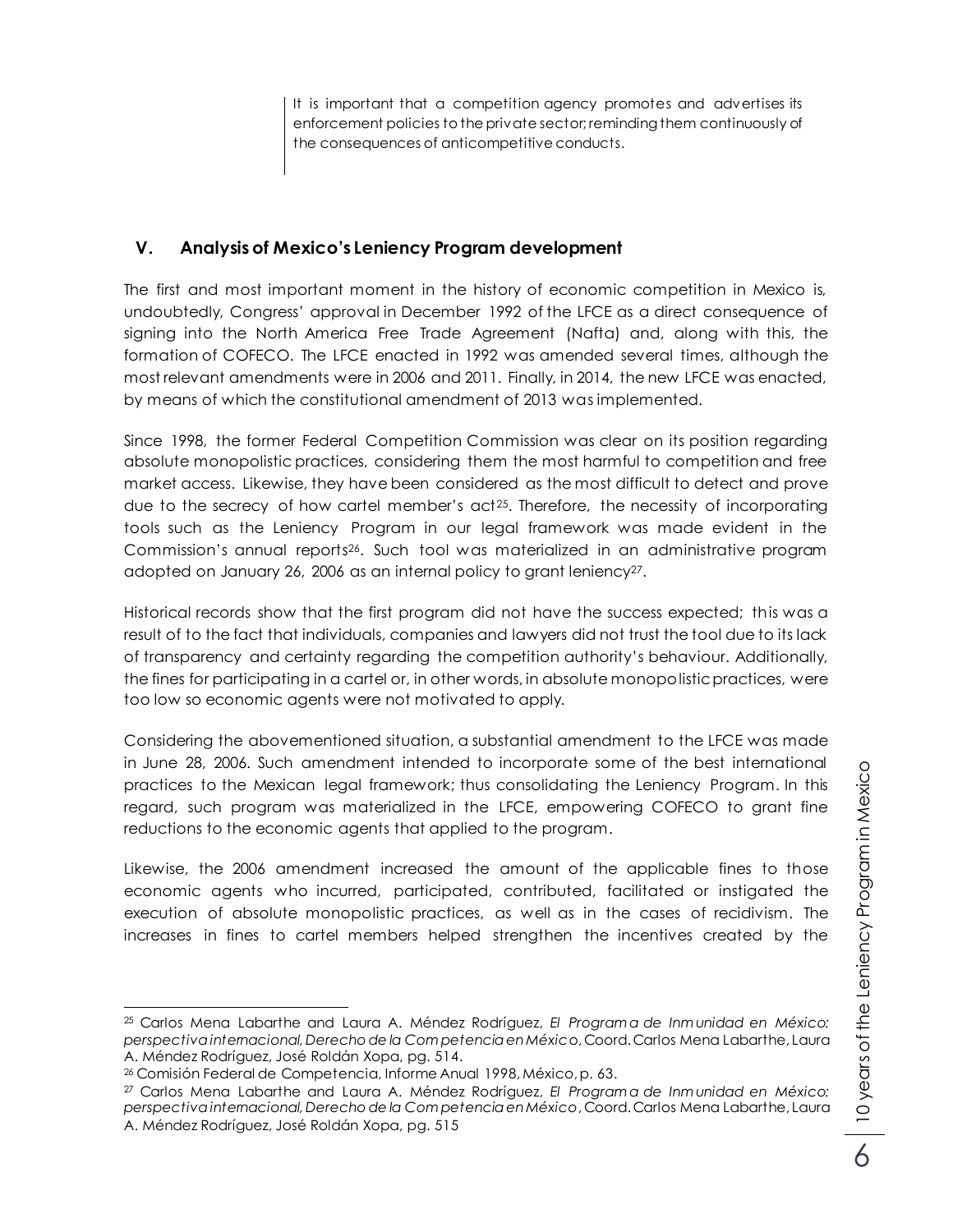> It is important that a competition agency promotes and advertises its enforcement policies to the private sector; reminding them continuously of the consequences of anticompetitive conducts.

## V. Analysis of Mexico's Leniency Program development

The first and most important moment in the history of economic competition in Mexico is, undoubtedly, Congress' approval in December 1992 of the LFCE as a direct consequence of signing into the North America Free Trade Agreement (Nafta) and, along with this, the formation of COFECO. The LFCE enacted in 1992 was amended several times, although the most relevant amendments were in 2006 and 2011. Finally, in 2014, the new LFCE was enacted, by means of which the constitutional amendment of 2013 was implemented.

Since 1998, the former Federal Competition Commission was clear on its position regarding absolute monopolistic practices, considering them the most harmful to competition and free market access. Likewise, they have been considered as the most difficult to detect and prove due to the secrecy of how cartel member's act[25]. Therefore, the necessity of incorporating tools such as the Leniency Program in our legal framework was made evident in the Commission's annual reports[26]. Such tool was materialized in an administrative program adopted on January 26, 2006 as an internal policy to grant leniency[27].

Historical records show that the first program did not have the success expected; this was a result of to the fact that individuals, companies and lawyers did not trust the tool due to its lack of transparency and certainty regarding the competition authority's behaviour. Additionally, the fines for participating in a cartel or, in other words, in absolute monopolistic practices, were too low so economic agents were not motivated to apply.

Considering the abovementioned situation, a substantial amendment to the LFCE was made in June 28, 2006. Such amendment intended to incorporate some of the best international practices to the Mexican legal framework; thus consolidating the Leniency Program. In this regard, such program was materialized in the LFCE, empowering COFECO to grant fine reductions to the economic agents that applied to the program.

Likewise, the 2006 amendment increased the amount of the applicable fines to those economic agents who incurred, participated, contributed, facilitated or instigated the execution of absolute monopolistic practices, as well as in the cases of recidivism. The increases in fines to cartel members helped strengthen the incentives created by the

---

[25] Carlos Mena Labarthe and Laura A. Méndez Rodríguez, *El Programa de Inmunidad en México: perspectiva internacional, Derecho de la Competencia en México*, Coord. Carlos Mena Labarthe, Laura A. Méndez Rodríguez, José Roldán Xopa, pg. 514.

[26] Comisión Federal de Competencia, Informe Anual 1998, México, p. 63.

[27] Carlos Mena Labarthe and Laura A. Méndez Rodríguez, *El Programa de Inmunidad en México: perspectiva internacional, Derecho de la Competencia en México*, Coord. Carlos Mena Labarthe, Laura A. Méndez Rodríguez, José Roldán Xopa, pg. 515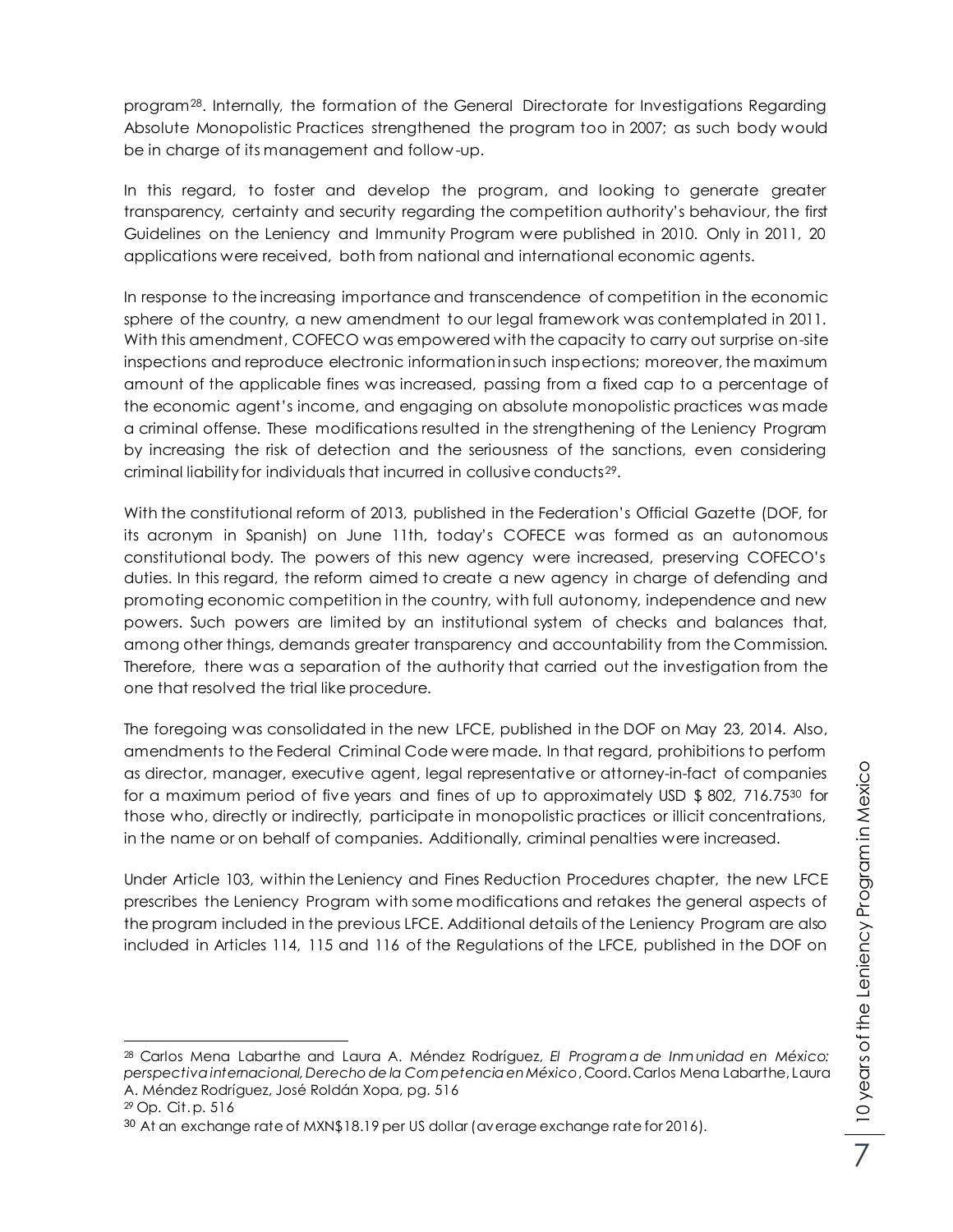program[28]. Internally, the formation of the General Directorate for Investigations Regarding Absolute Monopolistic Practices strengthened the program too in 2007; as such body would be in charge of its management and follow-up.

In this regard, to foster and develop the program, and looking to generate greater transparency, certainty and security regarding the competition authority's behaviour, the first Guidelines on the Leniency and Immunity Program were published in 2010. Only in 2011, 20 applications were received, both from national and international economic agents.

In response to the increasing importance and transcendence of competition in the economic sphere of the country, a new amendment to our legal framework was contemplated in 2011. With this amendment, COFECO was empowered with the capacity to carry out surprise on-site inspections and reproduce electronic information in such inspections; moreover, the maximum amount of the applicable fines was increased, passing from a fixed cap to a percentage of the economic agent's income, and engaging on absolute monopolistic practices was made a criminal offense. These modifications resulted in the strengthening of the Leniency Program by increasing the risk of detection and the seriousness of the sanctions, even considering criminal liability for individuals that incurred in collusive conducts[29].

With the constitutional reform of 2013, published in the Federation's Official Gazette (DOF, for its acronym in Spanish) on June 11th, today's COFECE was formed as an autonomous constitutional body. The powers of this new agency were increased, preserving COFECO's duties. In this regard, the reform aimed to create a new agency in charge of defending and promoting economic competition in the country, with full autonomy, independence and new powers. Such powers are limited by an institutional system of checks and balances that, among other things, demands greater transparency and accountability from the Commission. Therefore, there was a separation of the authority that carried out the investigation from the one that resolved the trial like procedure.

The foregoing was consolidated in the new LFCE, published in the DOF on May 23, 2014. Also, amendments to the Federal Criminal Code were made. In that regard, prohibitions to perform as director, manager, executive agent, legal representative or attorney-in-fact of companies for a maximum period of five years and fines of up to approximately USD $ 802, 716.75[30] for those who, directly or indirectly, participate in monopolistic practices or illicit concentrations, in the name or on behalf of companies. Additionally, criminal penalties were increased.

Under Article 103, within the Leniency and Fines Reduction Procedures chapter, the new LFCE prescribes the Leniency Program with some modifications and retakes the general aspects of the program included in the previous LFCE. Additional details of the Leniency Program are also included in Articles 114, 115 and 116 of the Regulations of the LFCE, published in the DOF on

---

[28] Carlos Mena Labarthe and Laura A. Méndez Rodríguez, *El Programa de Inmunidad en México: perspectiva internacional, Derecho de la Competencia en México*, Coord. Carlos Mena Labarthe, Laura A. Méndez Rodríguez, José Roldán Xopa, pg. 516

[29] Op. Cit. p. 516

[30] At an exchange rate of MXN$18.19 per US dollar (average exchange rate for 2016).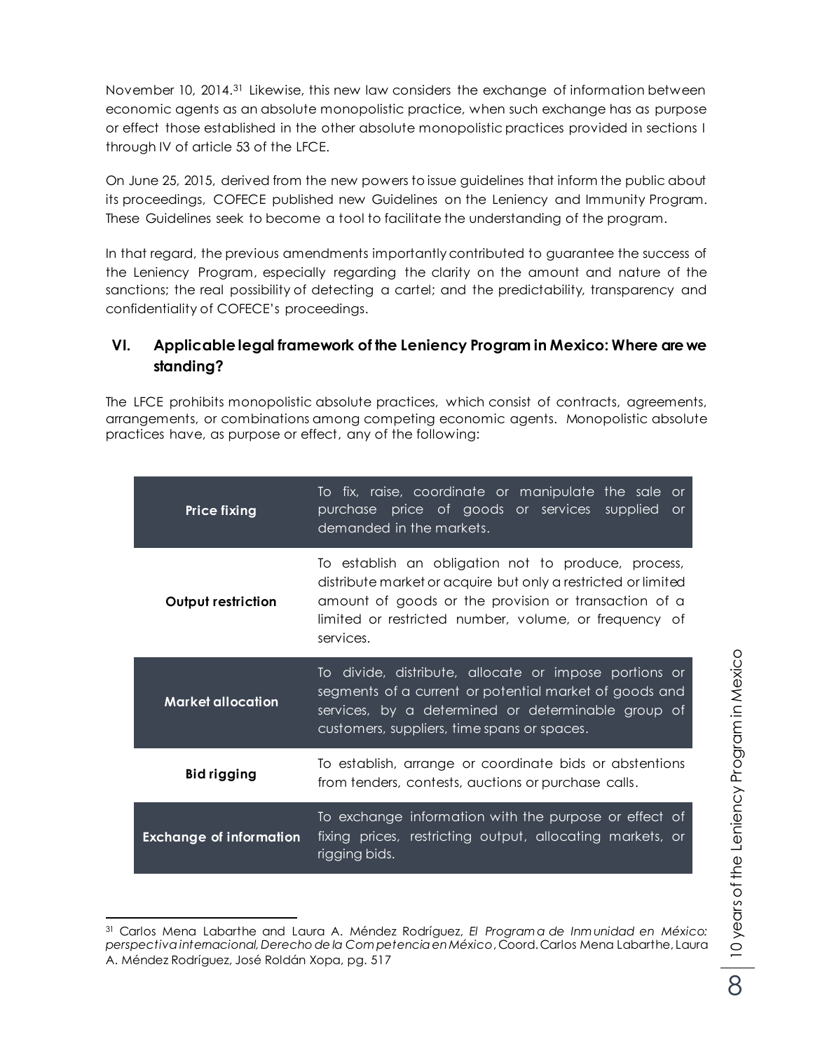November 10, 2014.[31] Likewise, this new law considers the exchange of information between economic agents as an absolute monopolistic practice, when such exchange has as purpose or effect those established in the other absolute monopolistic practices provided in sections I through IV of article 53 of the LFCE.

On June 25, 2015, derived from the new powers to issue guidelines that inform the public about its proceedings, COFECE published new Guidelines on the Leniency and Immunity Program. These Guidelines seek to become a tool to facilitate the understanding of the program.

In that regard, the previous amendments importantly contributed to guarantee the success of the Leniency Program, especially regarding the clarity on the amount and nature of the sanctions; the real possibility of detecting a cartel; and the predictability, transparency and confidentiality of COFECE's proceedings.

## VI. Applicable legal framework of the Leniency Program in Mexico: Where are we standing?

The LFCE prohibits monopolistic absolute practices, which consist of contracts, agreements, arrangements, or combinations among competing economic agents. Monopolistic absolute practices have, as purpose or effect, any of the following:

| | |
|---|---|
| **Price fixing** | To fix, raise, coordinate or manipulate the sale or purchase price of goods or services supplied or demanded in the markets. |
| **Output restriction** | To establish an obligation not to produce, process, distribute market or acquire but only a restricted or limited amount of goods or the provision or transaction of a limited or restricted number, volume, or frequency of services. |
| **Market allocation** | To divide, distribute, allocate or impose portions or segments of a current or potential market of goods and services, by a determined or determinable group of customers, suppliers, time spans or spaces. |
| **Bid rigging** | To establish, arrange or coordinate bids or abstentions from tenders, contests, auctions or purchase calls. |
| **Exchange of information** | To exchange information with the purpose or effect of fixing prices, restricting output, allocating markets, or rigging bids. |

[31] Carlos Mena Labarthe and Laura A. Méndez Rodríguez, *El Programa de Inmunidad en México: perspectiva internacional, Derecho de la Competencia en México*, Coord. Carlos Mena Labarthe, Laura A. Méndez Rodríguez, José Roldán Xopa, pg. 517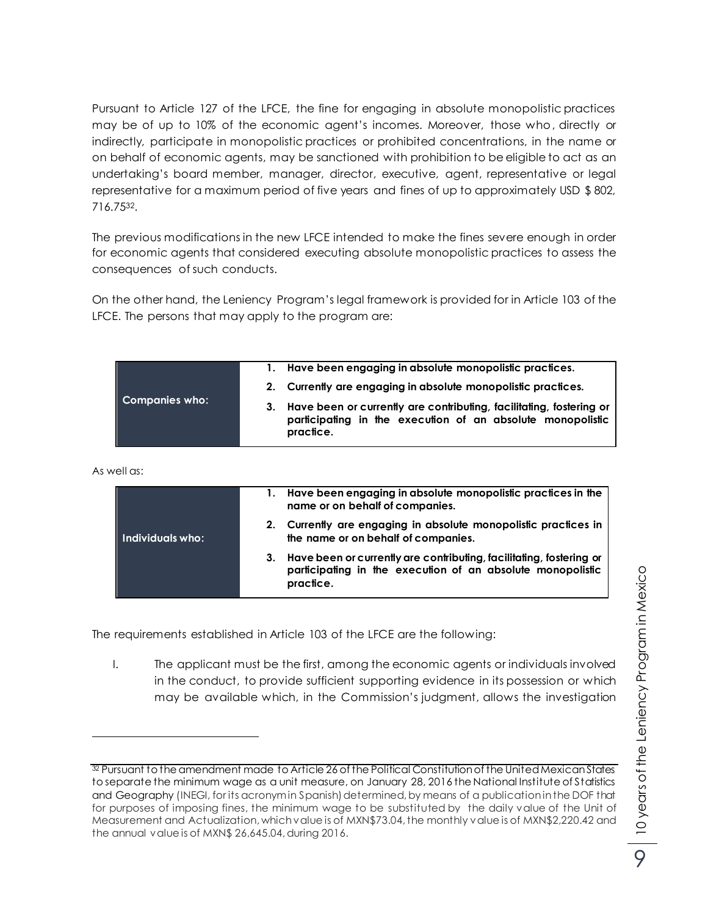Pursuant to Article 127 of the LFCE, the fine for engaging in absolute monopolistic practices may be of up to 10% of the economic agent's incomes. Moreover, those who, directly or indirectly, participate in monopolistic practices or prohibited concentrations, in the name or on behalf of economic agents, may be sanctioned with prohibition to be eligible to act as an undertaking's board member, manager, director, executive, agent, representative or legal representative for a maximum period of five years and fines of up to approximately USD $ 802, 716.75[32].

The previous modifications in the new LFCE intended to make the fines severe enough in order for economic agents that considered executing absolute monopolistic practices to assess the consequences of such conducts.

On the other hand, the Leniency Program's legal framework is provided for in Article 103 of the LFCE. The persons that may apply to the program are:

| Companies who: | **1. Have been engaging in absolute monopolistic practices.**<br>**2. Currently are engaging in absolute monopolistic practices.**<br>**3. Have been or currently are contributing, facilitating, fostering or participating in the execution of an absolute monopolistic practice.** |
|---|---|

As well as:

| Individuals who: | **1. Have been engaging in absolute monopolistic practices in the name or on behalf of companies.**<br>**2. Currently are engaging in absolute monopolistic practices in the name or on behalf of companies.**<br>**3. Have been or currently are contributing, facilitating, fostering or participating in the execution of an absolute monopolistic practice.** |
|---|---|

The requirements established in Article 103 of the LFCE are the following:

I. The applicant must be the first, among the economic agents or individuals involved in the conduct, to provide sufficient supporting evidence in its possession or which may be available which, in the Commission's judgment, allows the investigation

---

[32] Pursuant to the amendment made to Article 26 of the Political Constitution of the United Mexican States to separate the minimum wage as a unit measure, on January 28, 2016 the National Institute of Statistics and Geography (INEGI, for its acronym in Spanish) determined, by means of a publication in the DOF that for purposes of imposing fines, the minimum wage to be substituted by the daily value of the Unit of Measurement and Actualization, which value is of MXN$73.04, the monthly value is of MXN$2,220.42 and the annual value is of MXN$ 26,645.04, during 2016.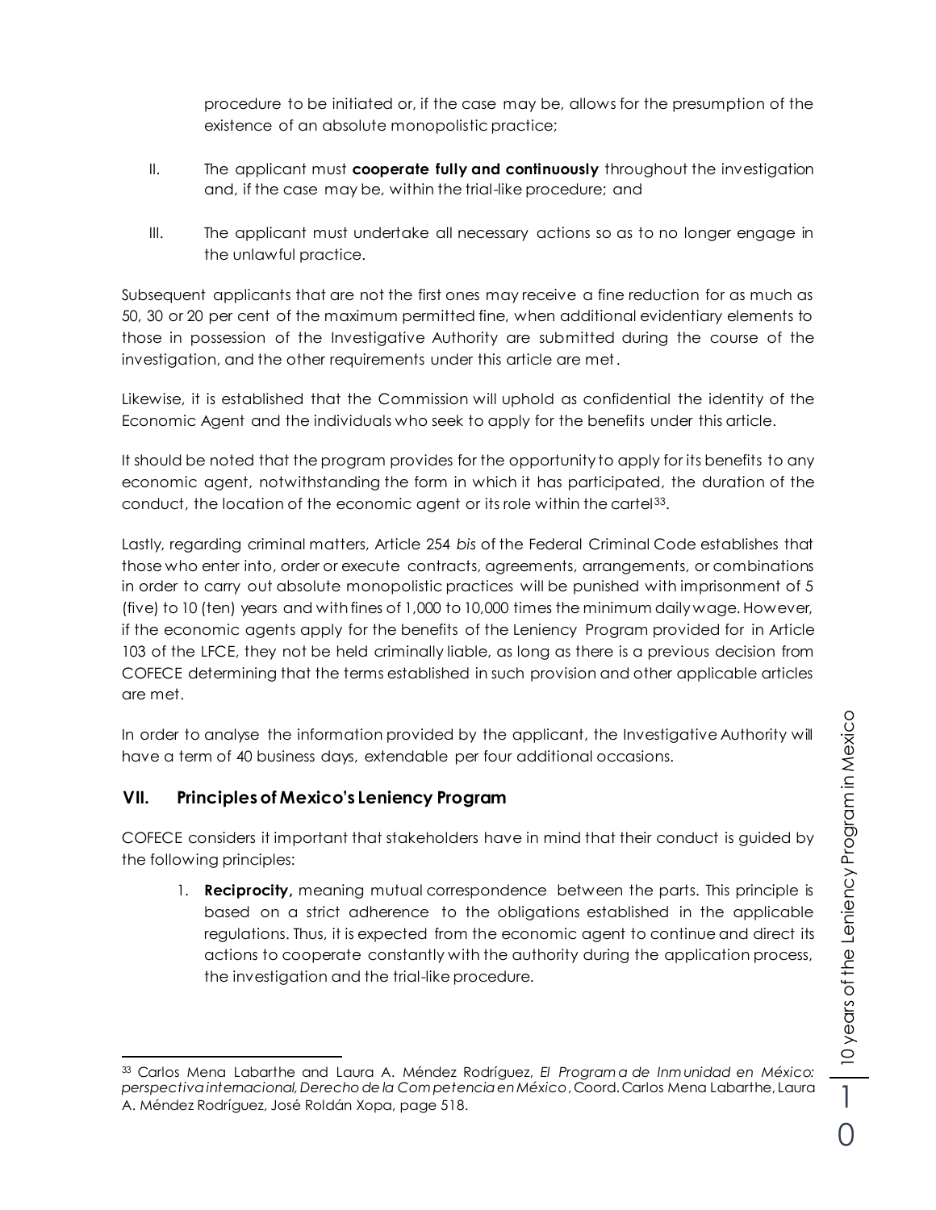procedure to be initiated or, if the case may be, allows for the presumption of the existence of an absolute monopolistic practice;

II. The applicant must **cooperate fully and continuously** throughout the investigation and, if the case may be, within the trial-like procedure; and

III. The applicant must undertake all necessary actions so as to no longer engage in the unlawful practice.

Subsequent applicants that are not the first ones may receive a fine reduction for as much as 50, 30 or 20 per cent of the maximum permitted fine, when additional evidentiary elements to those in possession of the Investigative Authority are submitted during the course of the investigation, and the other requirements under this article are met.

Likewise, it is established that the Commission will uphold as confidential the identity of the Economic Agent and the individuals who seek to apply for the benefits under this article.

It should be noted that the program provides for the opportunity to apply for its benefits to any economic agent, notwithstanding the form in which it has participated, the duration of the conduct, the location of the economic agent or its role within the cartel[33].

Lastly, regarding criminal matters, Article 254 *bis* of the Federal Criminal Code establishes that those who enter into, order or execute contracts, agreements, arrangements, or combinations in order to carry out absolute monopolistic practices will be punished with imprisonment of 5 (five) to 10 (ten) years and with fines of 1,000 to 10,000 times the minimum daily wage. However, if the economic agents apply for the benefits of the Leniency Program provided for in Article 103 of the LFCE, they not be held criminally liable, as long as there is a previous decision from COFECE determining that the terms established in such provision and other applicable articles are met.

In order to analyse the information provided by the applicant, the Investigative Authority will have a term of 40 business days, extendable per four additional occasions.

## VII. Principles of Mexico's Leniency Program

COFECE considers it important that stakeholders have in mind that their conduct is guided by the following principles:

1. **Reciprocity,** meaning mutual correspondence between the parts. This principle is based on a strict adherence to the obligations established in the applicable regulations. Thus, it is expected from the economic agent to continue and direct its actions to cooperate constantly with the authority during the application process, the investigation and the trial-like procedure.

---

[33] Carlos Mena Labarthe and Laura A. Méndez Rodríguez, *El Programa de Inmunidad en México: perspectiva internacional, Derecho de la Competencia en México*, Coord. Carlos Mena Labarthe, Laura A. Méndez Rodríguez, José Roldán Xopa, page 518.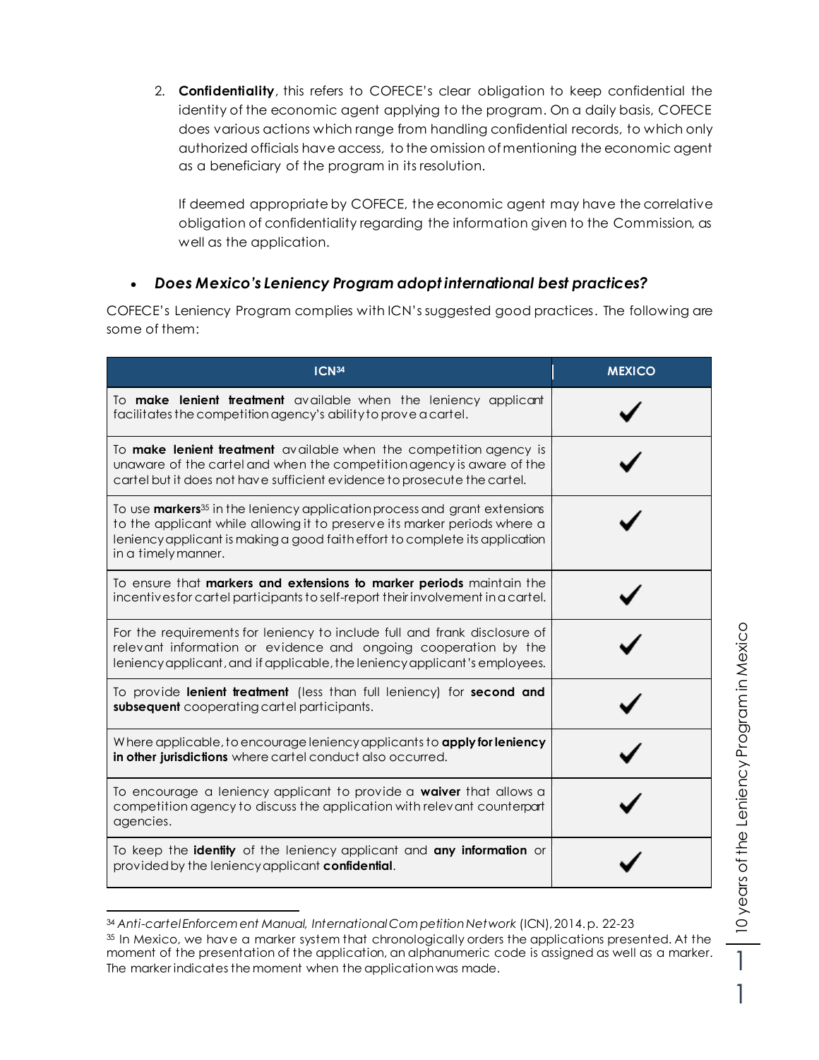2. **Confidentiality**, this refers to COFECE's clear obligation to keep confidential the identity of the economic agent applying to the program. On a daily basis, COFECE does various actions which range from handling confidential records, to which only authorized officials have access, to the omission of mentioning the economic agent as a beneficiary of the program in its resolution.

   If deemed appropriate by COFECE, the economic agent may have the correlative obligation of confidentiality regarding the information given to the Commission, as well as the application.

- ***Does Mexico's Leniency Program adopt international best practices?***

COFECE's Leniency Program complies with ICN's suggested good practices. The following are some of them:

| ICN[34] | MEXICO |
|---|---|
| To **make lenient treatment** available when the leniency applicant facilitates the competition agency's ability to prove a cartel. | ✔ |
| To **make lenient treatment** available when the competition agency is unaware of the cartel and when the competition agency is aware of the cartel but it does not have sufficient evidence to prosecute the cartel. | ✔ |
| To use **markers**[35] in the leniency application process and grant extensions to the applicant while allowing it to preserve its marker periods where a leniency applicant is making a good faith effort to complete its application in a timely manner. | ✔ |
| To ensure that **markers and extensions to marker periods** maintain the incentives for cartel participants to self-report their involvement in a cartel. | ✔ |
| For the requirements for leniency to include full and frank disclosure of relevant information or evidence and ongoing cooperation by the leniency applicant, and if applicable, the leniency applicant's employees. | ✔ |
| To provide **lenient treatment** (less than full leniency) for **second and subsequent** cooperating cartel participants. | ✔ |
| Where applicable, to encourage leniency applicants to **apply for leniency in other jurisdictions** where cartel conduct also occurred. | ✔ |
| To encourage a leniency applicant to provide a **waiver** that allows a competition agency to discuss the application with relevant counterpart agencies. | ✔ |
| To keep the **identity** of the leniency applicant and **any information** or provided by the leniency applicant **confidential**. | ✔ |

[34] *Anti-cartel Enforcement Manual, International Competition Network* (ICN), 2014. p. 22-23

[35] In Mexico, we have a marker system that chronologically orders the applications presented. At the moment of the presentation of the application, an alphanumeric code is assigned as well as a marker. The marker indicates the moment when the application was made.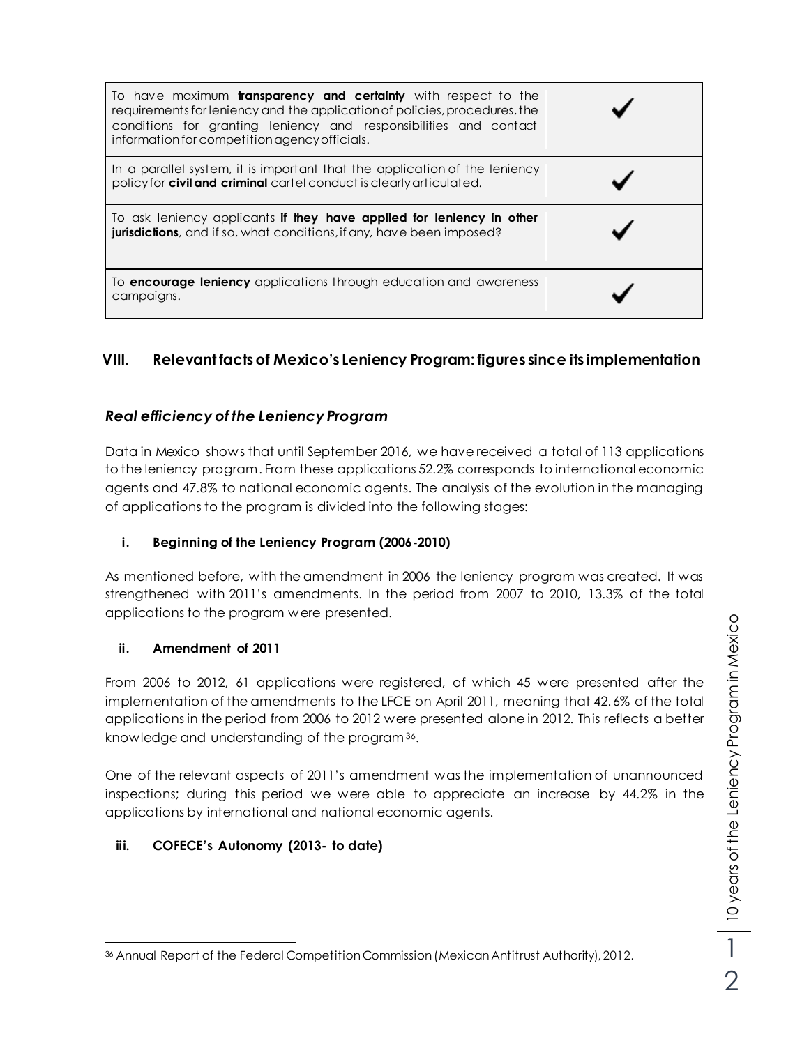| | |
|---|---|
| To have maximum **transparency and certainty** with respect to the requirements for leniency and the application of policies, procedures, the conditions for granting leniency and responsibilities and contact information for competition agency officials. | ✓ |
| In a parallel system, it is important that the application of the leniency policy for **civil and criminal** cartel conduct is clearly articulated. | ✓ |
| To ask leniency applicants **if they have applied for leniency in other jurisdictions**, and if so, what conditions, if any, have been imposed? | ✓ |
| To **encourage leniency** applications through education and awareness campaigns. | ✓ |

## VIII. Relevant facts of Mexico's Leniency Program: figures since its implementation

### *Real efficiency of the Leniency Program*

Data in Mexico shows that until September 2016, we have received a total of 113 applications to the leniency program. From these applications 52.2% corresponds to international economic agents and 47.8% to national economic agents. The analysis of the evolution in the managing of applications to the program is divided into the following stages:

#### i. Beginning of the Leniency Program (2006-2010)

As mentioned before, with the amendment in 2006 the leniency program was created. It was strengthened with 2011's amendments. In the period from 2007 to 2010, 13.3% of the total applications to the program were presented.

#### ii. Amendment of 2011

From 2006 to 2012, 61 applications were registered, of which 45 were presented after the implementation of the amendments to the LFCE on April 2011, meaning that 42.6% of the total applications in the period from 2006 to 2012 were presented alone in 2012. This reflects a better knowledge and understanding of the program[36].

One of the relevant aspects of 2011's amendment was the implementation of unannounced inspections; during this period we were able to appreciate an increase by 44.2% in the applications by international and national economic agents.

#### iii. COFECE's Autonomy (2013- to date)

[36] Annual Report of the Federal Competition Commission (Mexican Antitrust Authority), 2012.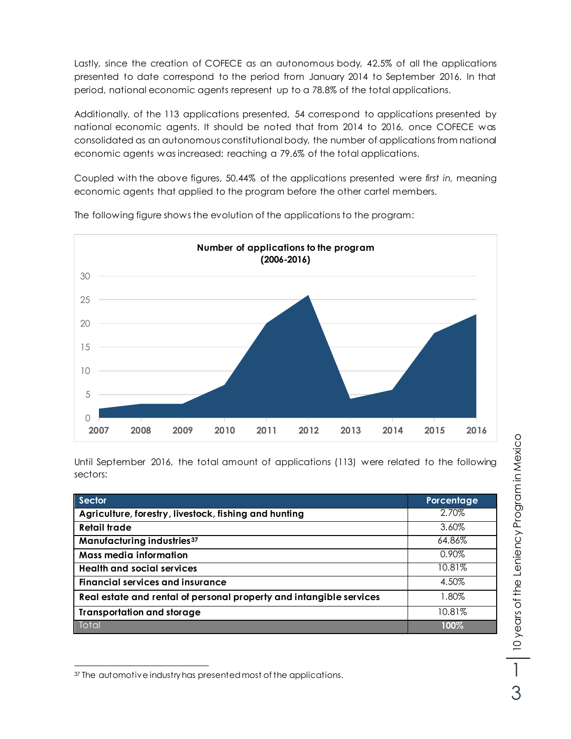Lastly, since the creation of COFECE as an autonomous body, 42.5% of all the applications presented to date correspond to the period from January 2014 to September 2016. In that period, national economic agents represent up to a 78.8% of the total applications.

Additionally, of the 113 applications presented, 54 correspond to applications presented by national economic agents. It should be noted that from 2014 to 2016, once COFECE was consolidated as an autonomous constitutional body, the number of applications from national economic agents was increased; reaching a 79.6% of the total applications.

Coupled with the above figures, 50.44% of the applications presented were *first in,* meaning economic agents that applied to the program before the other cartel members.

The following figure shows the evolution of the applications to the program:

**Number of applications to the program (2006-2016)**

Until September 2016, the total amount of applications (113) were related to the following sectors:

| Sector | Porcentage |
|---|---|
| **Agriculture, forestry, livestock, fishing and hunting** | 2.70% |
| **Retail trade** | 3.60% |
| **Manufacturing industries**[37] | 64.86% |
| **Mass media information** | 0.90% |
| **Health and social services** | 10.81% |
| **Financial services and insurance** | 4.50% |
| **Real estate and rental of personal property and intangible services** | 1.80% |
| **Transportation and storage** | 10.81% |
| Total | **100%** |

[37] The automotive industry has presented most of the applications.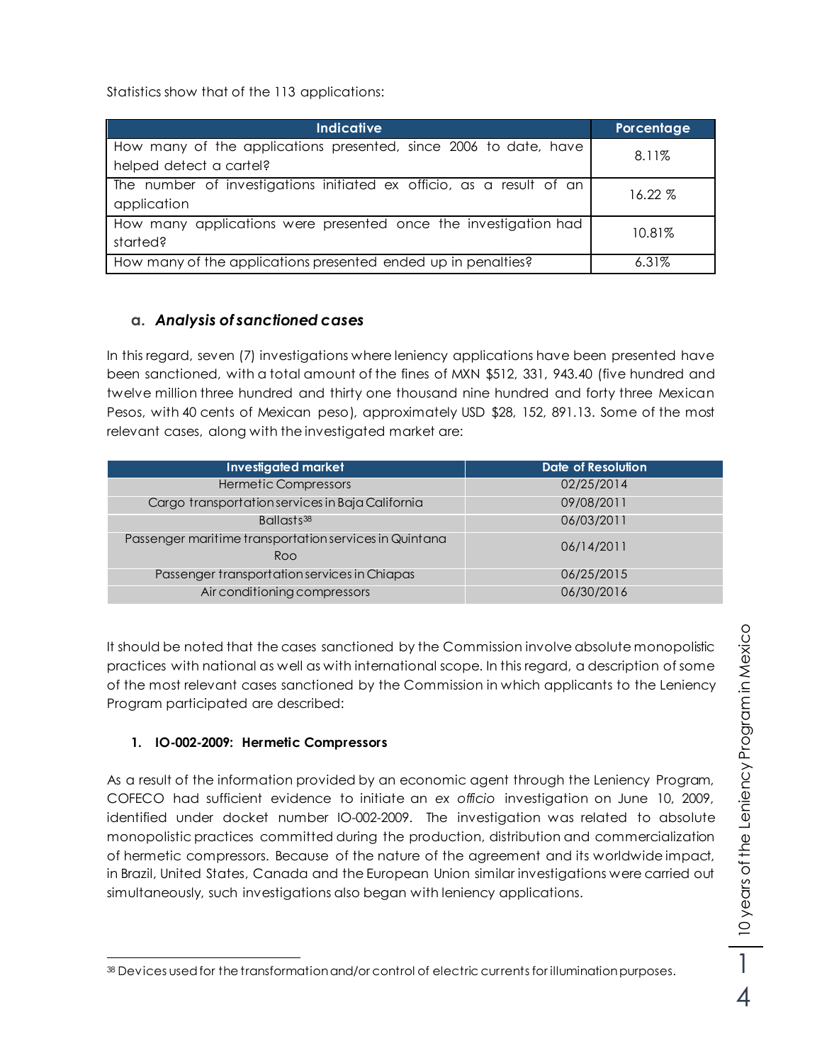Statistics show that of the 113 applications:

| Indicative | Porcentage |
|---|---|
| How many of the applications presented, since 2006 to date, have helped detect a cartel? | 8.11% |
| The number of investigations initiated ex officio, as a result of an application | 16.22 % |
| How many applications were presented once the investigation had started? | 10.81% |
| How many of the applications presented ended up in penalties? | 6.31% |

### a. *Analysis of sanctioned cases*

In this regard, seven (7) investigations where leniency applications have been presented have been sanctioned, with a total amount of the fines of MXN $512, 331, 943.40 (five hundred and twelve million three hundred and thirty one thousand nine hundred and forty three Mexican Pesos, with 40 cents of Mexican peso), approximately USD $28, 152, 891.13. Some of the most relevant cases, along with the investigated market are:

| Investigated market | Date of Resolution |
|---|---|
| Hermetic Compressors | 02/25/2014 |
| Cargo transportation services in Baja California | 09/08/2011 |
| Ballasts[38] | 06/03/2011 |
| Passenger maritime transportation services in Quintana Roo | 06/14/2011 |
| Passenger transportation services in Chiapas | 06/25/2015 |
| Air conditioning compressors | 06/30/2016 |

It should be noted that the cases sanctioned by the Commission involve absolute monopolistic practices with national as well as with international scope. In this regard, a description of some of the most relevant cases sanctioned by the Commission in which applicants to the Leniency Program participated are described:

#### 1. IO-002-2009: Hermetic Compressors

As a result of the information provided by an economic agent through the Leniency Program, COFECO had sufficient evidence to initiate an *ex officio* investigation on June 10, 2009, identified under docket number IO-002-2009. The investigation was related to absolute monopolistic practices committed during the production, distribution and commercialization of hermetic compressors. Because of the nature of the agreement and its worldwide impact, in Brazil, United States, Canada and the European Union similar investigations were carried out simultaneously, such investigations also began with leniency applications.

[38] Devices used for the transformation and/or control of electric currents for illumination purposes.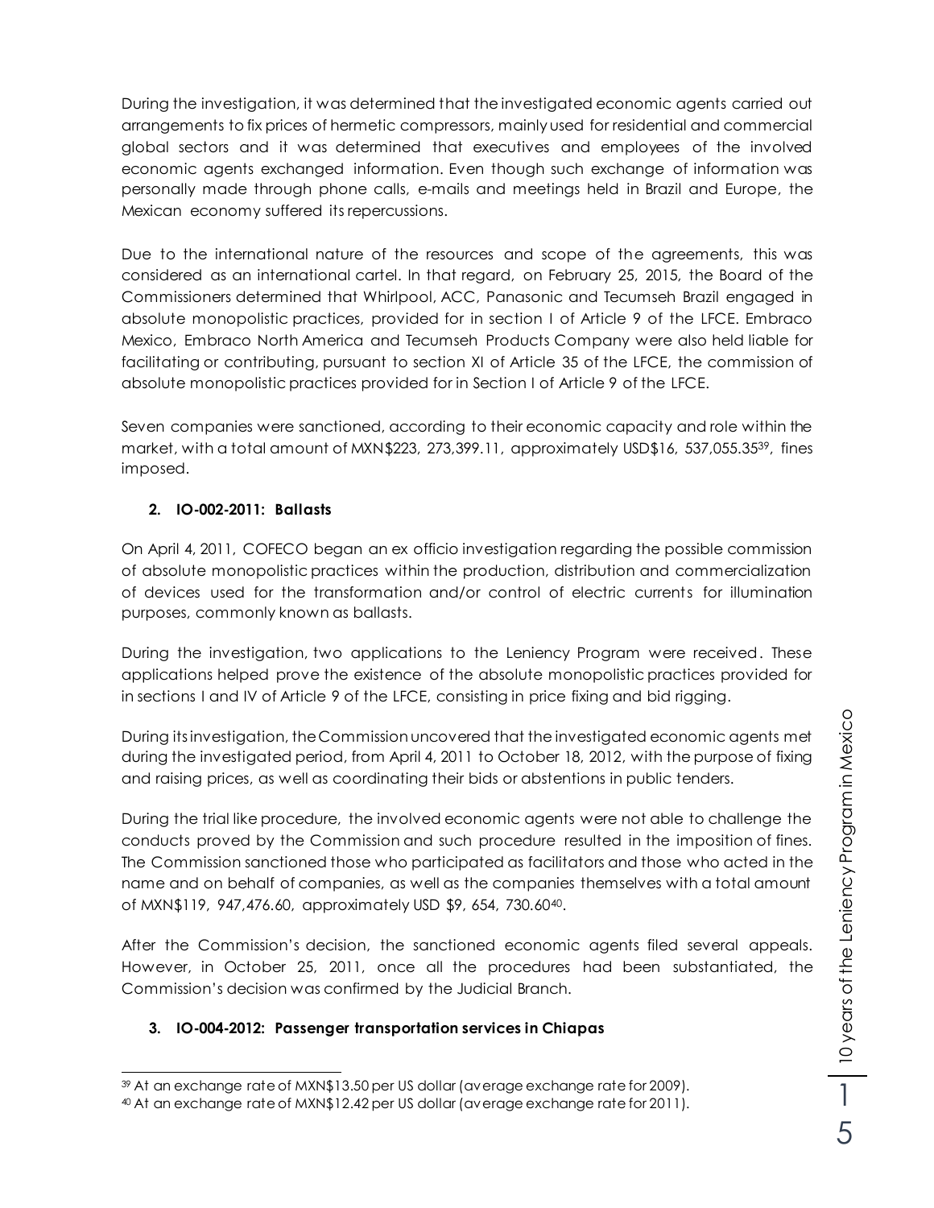During the investigation, it was determined that the investigated economic agents carried out arrangements to fix prices of hermetic compressors, mainly used for residential and commercial global sectors and it was determined that executives and employees of the involved economic agents exchanged information. Even though such exchange of information was personally made through phone calls, e-mails and meetings held in Brazil and Europe, the Mexican economy suffered its repercussions.

Due to the international nature of the resources and scope of the agreements, this was considered as an international cartel. In that regard, on February 25, 2015, the Board of the Commissioners determined that Whirlpool, ACC, Panasonic and Tecumseh Brazil engaged in absolute monopolistic practices, provided for in section I of Article 9 of the LFCE. Embraco Mexico, Embraco North America and Tecumseh Products Company were also held liable for facilitating or contributing, pursuant to section XI of Article 35 of the LFCE, the commission of absolute monopolistic practices provided for in Section I of Article 9 of the LFCE.

Seven companies were sanctioned, according to their economic capacity and role within the market, with a total amount of MXN$223, 273,399.11, approximately USD$16, 537,055.35[39], fines imposed.

**2. IO-002-2011: Ballasts**

On April 4, 2011, COFECO began an ex officio investigation regarding the possible commission of absolute monopolistic practices within the production, distribution and commercialization of devices used for the transformation and/or control of electric currents for illumination purposes, commonly known as ballasts.

During the investigation, two applications to the Leniency Program were received. These applications helped prove the existence of the absolute monopolistic practices provided for in sections I and IV of Article 9 of the LFCE, consisting in price fixing and bid rigging.

During its investigation, the Commission uncovered that the investigated economic agents met during the investigated period, from April 4, 2011 to October 18, 2012, with the purpose of fixing and raising prices, as well as coordinating their bids or abstentions in public tenders.

During the trial like procedure, the involved economic agents were not able to challenge the conducts proved by the Commission and such procedure resulted in the imposition of fines. The Commission sanctioned those who participated as facilitators and those who acted in the name and on behalf of companies, as well as the companies themselves with a total amount of MXN$119, 947,476.60, approximately USD $9, 654, 730.60[40].

After the Commission's decision, the sanctioned economic agents filed several appeals. However, in October 25, 2011, once all the procedures had been substantiated, the Commission's decision was confirmed by the Judicial Branch.

**3. IO-004-2012: Passenger transportation services in Chiapas**

---

[39] At an exchange rate of MXN$13.50 per US dollar (average exchange rate for 2009).

[40] At an exchange rate of MXN$12.42 per US dollar (average exchange rate for 2011).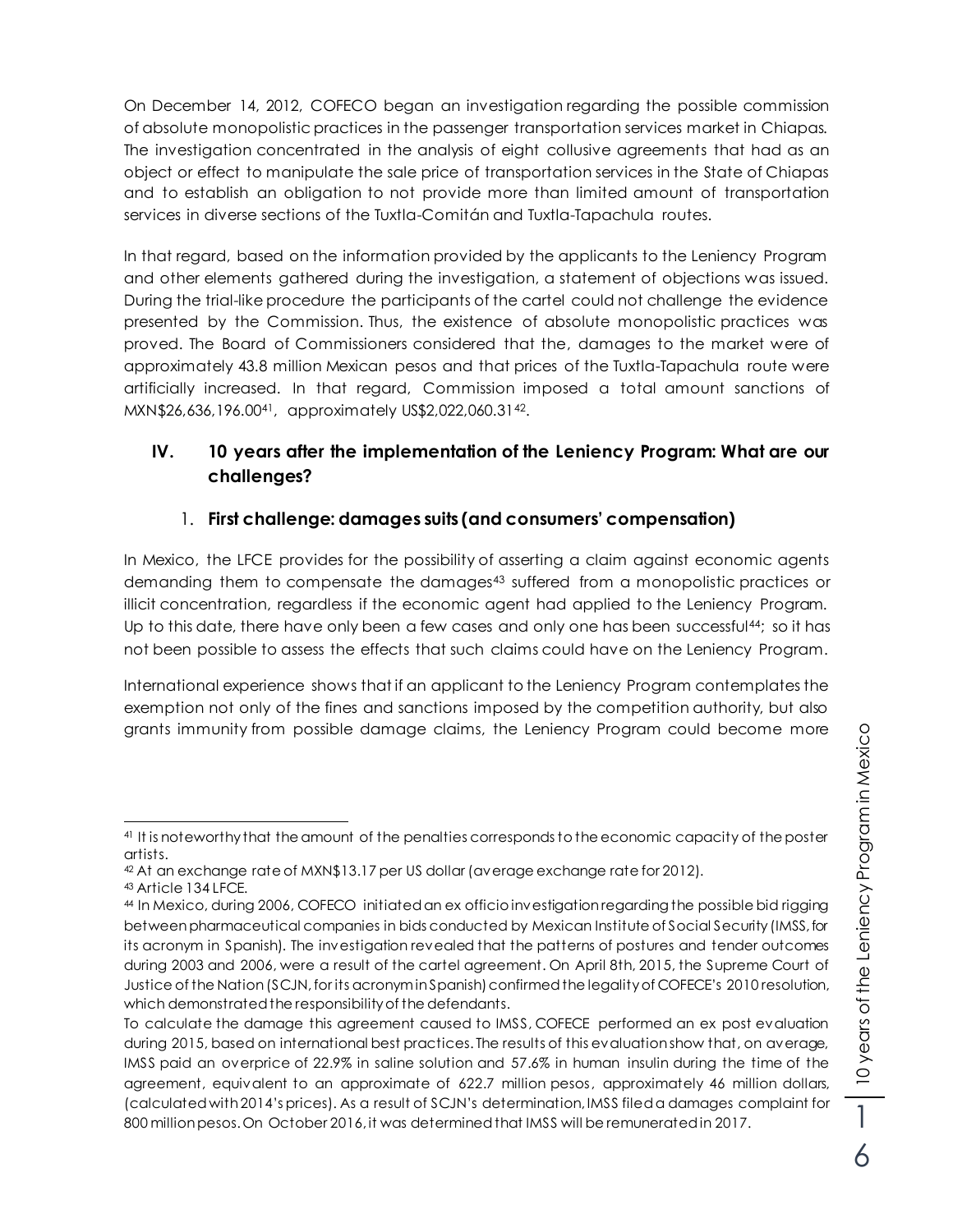On December 14, 2012, COFECO began an investigation regarding the possible commission of absolute monopolistic practices in the passenger transportation services market in Chiapas. The investigation concentrated in the analysis of eight collusive agreements that had as an object or effect to manipulate the sale price of transportation services in the State of Chiapas and to establish an obligation to not provide more than limited amount of transportation services in diverse sections of the Tuxtla-Comitán and Tuxtla-Tapachula routes.

In that regard, based on the information provided by the applicants to the Leniency Program and other elements gathered during the investigation, a statement of objections was issued. During the trial-like procedure the participants of the cartel could not challenge the evidence presented by the Commission. Thus, the existence of absolute monopolistic practices was proved. The Board of Commissioners considered that the, damages to the market were of approximately 43.8 million Mexican pesos and that prices of the Tuxtla-Tapachula route were artificially increased. In that regard, Commission imposed a total amount sanctions of MXN$26,636,196.00[41], approximately US$2,022,060.31[42].

## IV. 10 years after the implementation of the Leniency Program: What are our challenges?

### 1. First challenge: damages suits (and consumers' compensation)

In Mexico, the LFCE provides for the possibility of asserting a claim against economic agents demanding them to compensate the damages[43] suffered from a monopolistic practices or illicit concentration, regardless if the economic agent had applied to the Leniency Program. Up to this date, there have only been a few cases and only one has been successful[44]; so it has not been possible to assess the effects that such claims could have on the Leniency Program.

International experience shows that if an applicant to the Leniency Program contemplates the exemption not only of the fines and sanctions imposed by the competition authority, but also grants immunity from possible damage claims, the Leniency Program could become more

---

[41] It is noteworthy that the amount of the penalties corresponds to the economic capacity of the poster artists.

[42] At an exchange rate of MXN$13.17 per US dollar (average exchange rate for 2012).

[43] Article 134 LFCE.

[44] In Mexico, during 2006, COFECO initiated an ex officio investigation regarding the possible bid rigging between pharmaceutical companies in bids conducted by Mexican Institute of Social Security (IMSS, for its acronym in Spanish). The investigation revealed that the patterns of postures and tender outcomes during 2003 and 2006, were a result of the cartel agreement. On April 8th, 2015, the Supreme Court of Justice of the Nation (SCJN, for its acronym in Spanish) confirmed the legality of COFECE's 2010 resolution, which demonstrated the responsibility of the defendants.

To calculate the damage this agreement caused to IMSS, COFECE performed an ex post evaluation during 2015, based on international best practices. The results of this evaluation show that, on average, IMSS paid an overprice of 22.9% in saline solution and 57.6% in human insulin during the time of the agreement, equivalent to an approximate of 622.7 million pesos, approximately 46 million dollars, (calculated with 2014's prices). As a result of SCJN's determination, IMSS filed a damages complaint for 800 million pesos. On October 2016, it was determined that IMSS will be remunerated in 2017.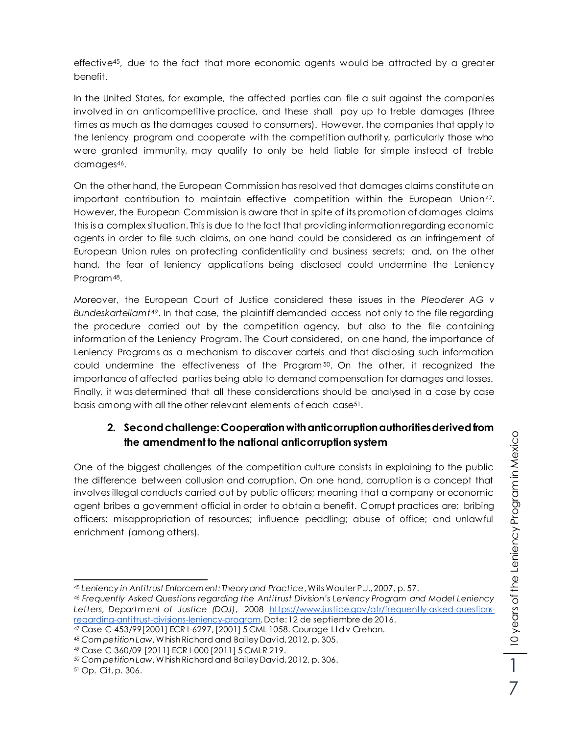effective[45], due to the fact that more economic agents would be attracted by a greater benefit.

In the United States, for example, the affected parties can file a suit against the companies involved in an anticompetitive practice, and these shall pay up to treble damages (three times as much as the damages caused to consumers). However, the companies that apply to the leniency program and cooperate with the competition authority, particularly those who were granted immunity, may qualify to only be held liable for simple instead of treble damages[46].

On the other hand, the European Commission has resolved that damages claims constitute an important contribution to maintain effective competition within the European Union[47]. However, the European Commission is aware that in spite of its promotion of damages claims this is a complex situation. This is due to the fact that providing information regarding economic agents in order to file such claims, on one hand could be considered as an infringement of European Union rules on protecting confidentiality and business secrets; and, on the other hand, the fear of leniency applications being disclosed could undermine the Leniency Program[48].

Moreover, the European Court of Justice considered these issues in the *Pleoderer AG v Bundeskartellamt*[49]. In that case, the plaintiff demanded access not only to the file regarding the procedure carried out by the competition agency, but also to the file containing information of the Leniency Program. The Court considered, on one hand, the importance of Leniency Programs as a mechanism to discover cartels and that disclosing such information could undermine the effectiveness of the Program[50]. On the other, it recognized the importance of affected parties being able to demand compensation for damages and losses. Finally, it was determined that all these considerations should be analysed in a case by case basis among with all the other relevant elements of each case[51].

## 2. Second challenge: Cooperation with anticorruption authorities derived from the amendment to the national anticorruption system

One of the biggest challenges of the competition culture consists in explaining to the public the difference between collusion and corruption. On one hand, corruption is a concept that involves illegal conducts carried out by public officers; meaning that a company or economic agent bribes a government official in order to obtain a benefit. Corrupt practices are: bribing officers; misappropriation of resources; influence peddling; abuse of office; and unlawful enrichment (among others).

---

[45] *Leniency in Antitrust Enforcement: Theory and Practice*, Wils Wouter P.J., 2007, p. 57.

[46] *Frequently Asked Questions regarding the Antitrust Division's Leniency Program and Model Leniency Letters, Department of Justice (DOJ)*, 2008 https://www.justice.gov/atr/frequently-asked-questions-regarding-antitrust-divisions-leniency-program. Date: 12 de septiembre de 2016.

[47] Case C-453/99[2001] ECR I-6297, [2001] 5 CML 1058. Courage Ltd v Crehan.

[48] *Competition Law*, Whish Richard and Bailey David, 2012, p. 305.

[49] Case C-360/09 [2011] ECR I-000 [2011] 5 CMLR 219.

[50] *Competition Law*, Whish Richard and Bailey David, 2012, p. 306.

[51] Op. Cit. p. 306.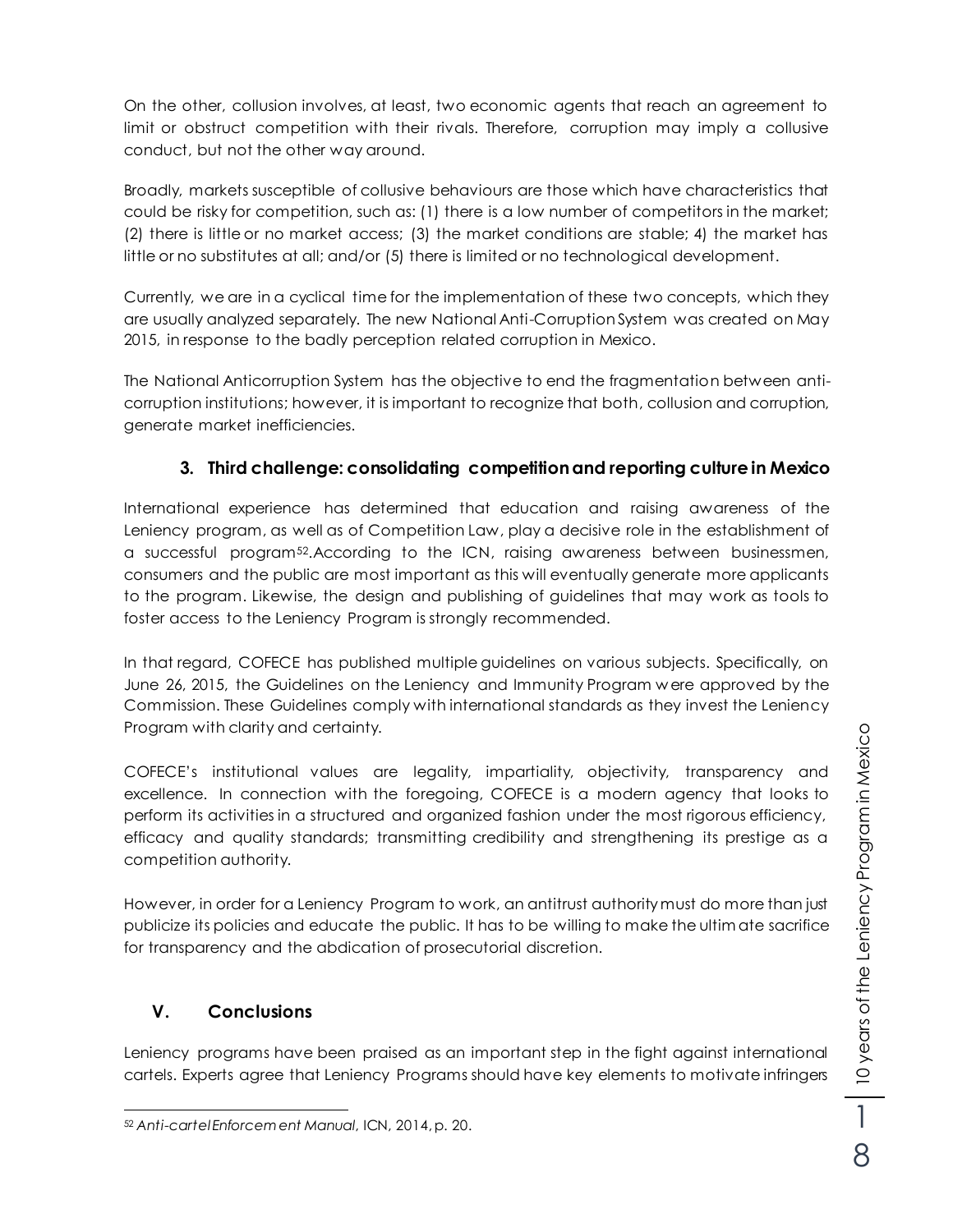On the other, collusion involves, at least, two economic agents that reach an agreement to limit or obstruct competition with their rivals. Therefore, corruption may imply a collusive conduct, but not the other way around.

Broadly, markets susceptible of collusive behaviours are those which have characteristics that could be risky for competition, such as: (1) there is a low number of competitors in the market; (2) there is little or no market access; (3) the market conditions are stable; 4) the market has little or no substitutes at all; and/or (5) there is limited or no technological development.

Currently, we are in a cyclical time for the implementation of these two concepts, which they are usually analyzed separately. The new National Anti-Corruption System was created on May 2015, in response to the badly perception related corruption in Mexico.

The National Anticorruption System has the objective to end the fragmentation between anti-corruption institutions; however, it is important to recognize that both, collusion and corruption, generate market inefficiencies.

### 3. Third challenge: consolidating competition and reporting culture in Mexico

International experience has determined that education and raising awareness of the Leniency program, as well as of Competition Law, play a decisive role in the establishment of a successful program[52].According to the ICN, raising awareness between businessmen, consumers and the public are most important as this will eventually generate more applicants to the program. Likewise, the design and publishing of guidelines that may work as tools to foster access to the Leniency Program is strongly recommended.

In that regard, COFECE has published multiple guidelines on various subjects. Specifically, on June 26, 2015, the Guidelines on the Leniency and Immunity Program were approved by the Commission. These Guidelines comply with international standards as they invest the Leniency Program with clarity and certainty.

COFECE's institutional values are legality, impartiality, objectivity, transparency and excellence. In connection with the foregoing, COFECE is a modern agency that looks to perform its activities in a structured and organized fashion under the most rigorous efficiency, efficacy and quality standards; transmitting credibility and strengthening its prestige as a competition authority.

However, in order for a Leniency Program to work, an antitrust authority must do more than just publicize its policies and educate the public. It has to be willing to make the ultimate sacrifice for transparency and the abdication of prosecutorial discretion.

## V. Conclusions

Leniency programs have been praised as an important step in the fight against international cartels. Experts agree that Leniency Programs should have key elements to motivate infringers

---

[52] *Anti-cartel Enforcement Manual*, ICN, 2014, p. 20.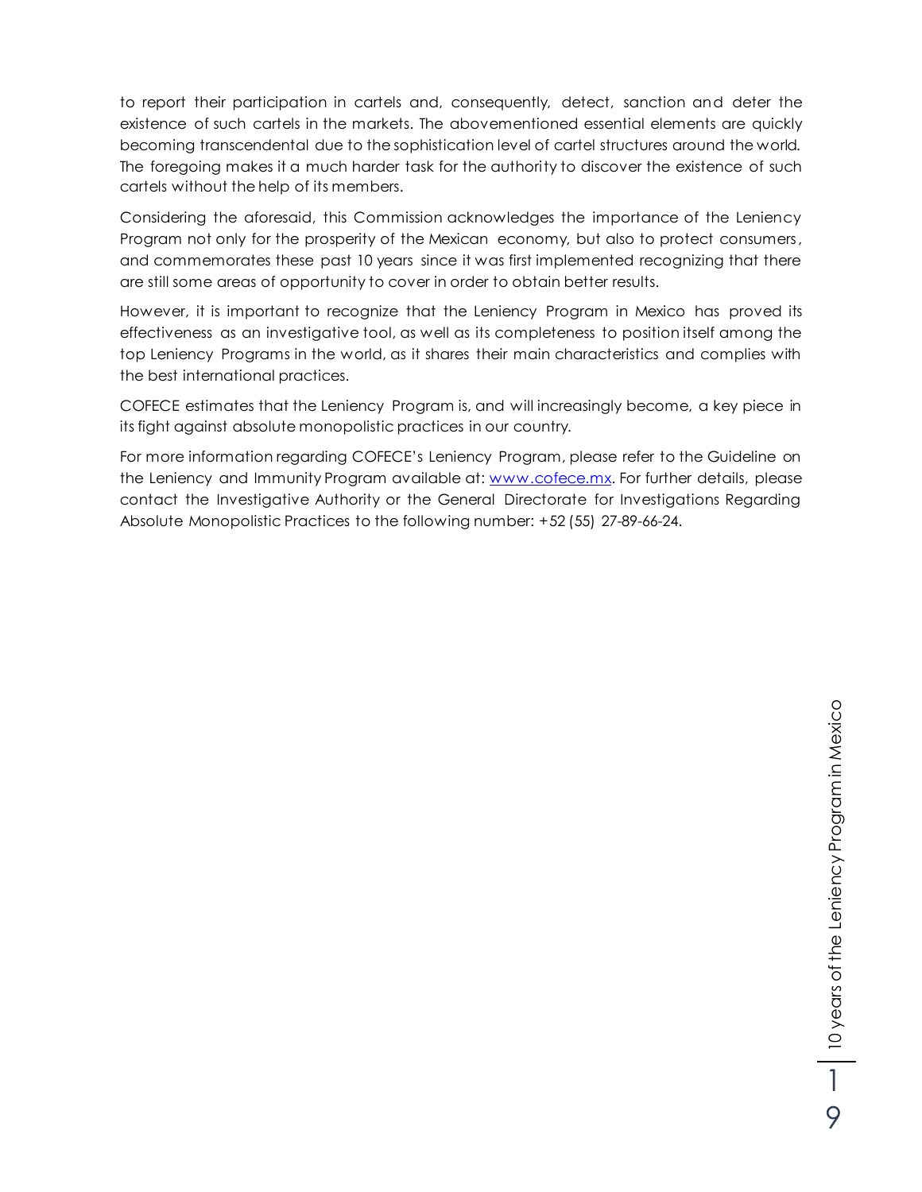to report their participation in cartels and, consequently, detect, sanction and deter the existence of such cartels in the markets. The abovementioned essential elements are quickly becoming transcendental due to the sophistication level of cartel structures around the world. The foregoing makes it a much harder task for the authority to discover the existence of such cartels without the help of its members.

Considering the aforesaid, this Commission acknowledges the importance of the Leniency Program not only for the prosperity of the Mexican economy, but also to protect consumers, and commemorates these past 10 years since it was first implemented recognizing that there are still some areas of opportunity to cover in order to obtain better results.

However, it is important to recognize that the Leniency Program in Mexico has proved its effectiveness as an investigative tool, as well as its completeness to position itself among the top Leniency Programs in the world, as it shares their main characteristics and complies with the best international practices.

COFECE estimates that the Leniency Program is, and will increasingly become, a key piece in its fight against absolute monopolistic practices in our country.

For more information regarding COFECE's Leniency Program, please refer to the Guideline on the Leniency and Immunity Program available at: [www.cofece.mx](http://www.cofece.mx). For further details, please contact the Investigative Authority or the General Directorate for Investigations Regarding Absolute Monopolistic Practices to the following number: +52 (55) 27-89-66-24.